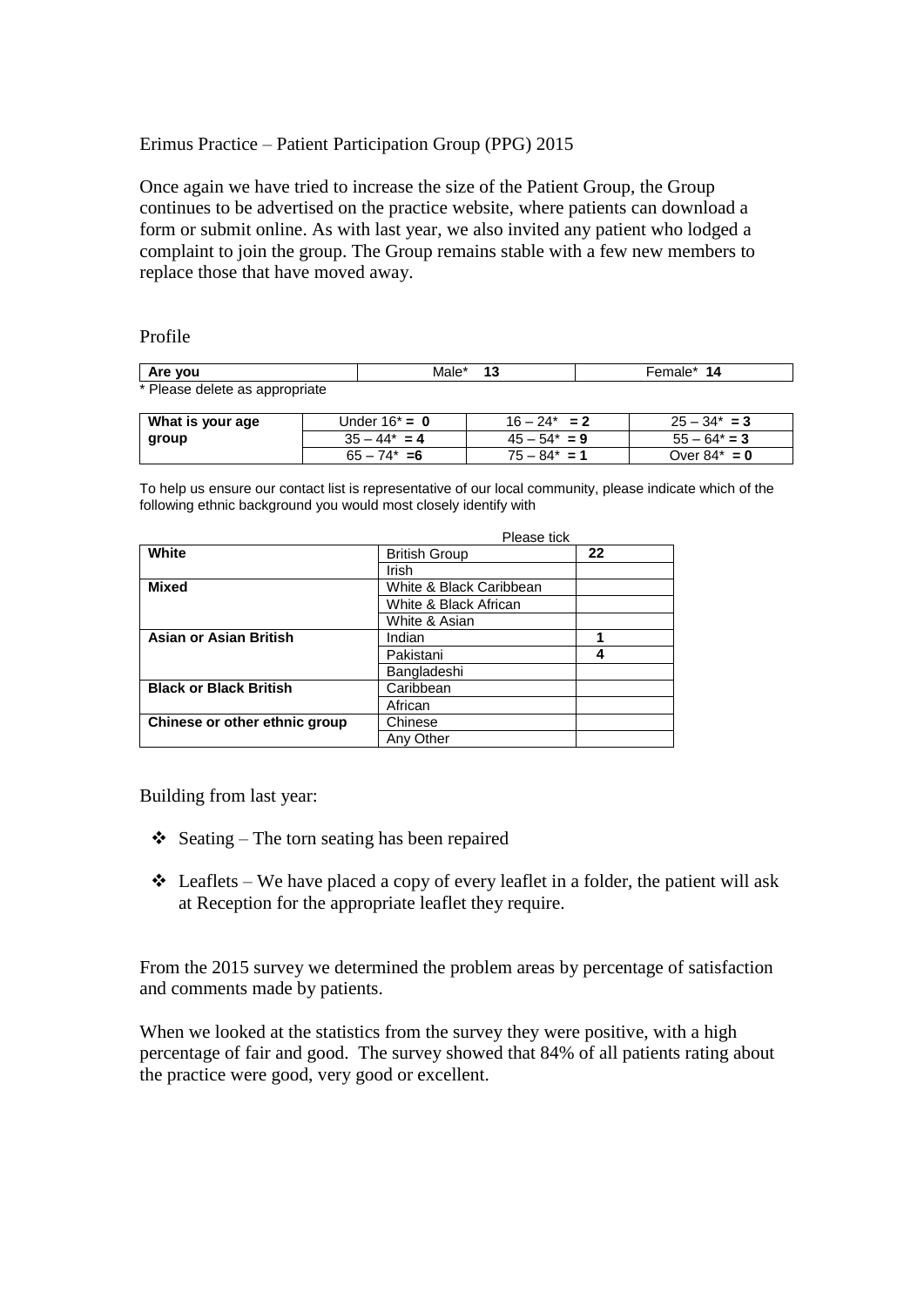Erimus Practice – Patient Participation Group (PPG) 2015

Once again we have tried to increase the size of the Patient Group, the Group continues to be advertised on the practice website, where patients can download a form or submit online. As with last year, we also invited any patient who lodged a complaint to join the group. The Group remains stable with a few new members to replace those that have moved away.

Profile

| **Are you** | Male* **13** | Female* **14** |
|---|---|---|

* Please delete as appropriate

| **What is your age group** | Under 16* = **0** | 16 – 24* **= 2** | 25 – 34* **= 3** |
|---|---|---|---|
| | 35 – 44* **= 4** | 45 – 54* **= 9** | 55 – 64* **= 3** |
| | 65 – 74* **=6** | 75 – 84* **= 1** | Over 84* **= 0** |

To help us ensure our contact list is representative of our local community, please indicate which of the following ethnic background you would most closely identify with

| | | Please tick |
|---|---|---|
| **White** | British Group | **22** |
| | Irish | |
| **Mixed** | White & Black Caribbean | |
| | White & Black African | |
| | White & Asian | |
| **Asian or Asian British** | Indian | **1** |
| | Pakistani | **4** |
| | Bangladeshi | |
| **Black or Black British** | Caribbean | |
| | African | |
| **Chinese or other ethnic group** | Chinese | |
| | Any Other | |

Building from last year:

- Seating – The torn seating has been repaired
- Leaflets – We have placed a copy of every leaflet in a folder, the patient will ask at Reception for the appropriate leaflet they require.

From the 2015 survey we determined the problem areas by percentage of satisfaction and comments made by patients.

When we looked at the statistics from the survey they were positive, with a high percentage of fair and good. The survey showed that 84% of all patients rating about the practice were good, very good or excellent.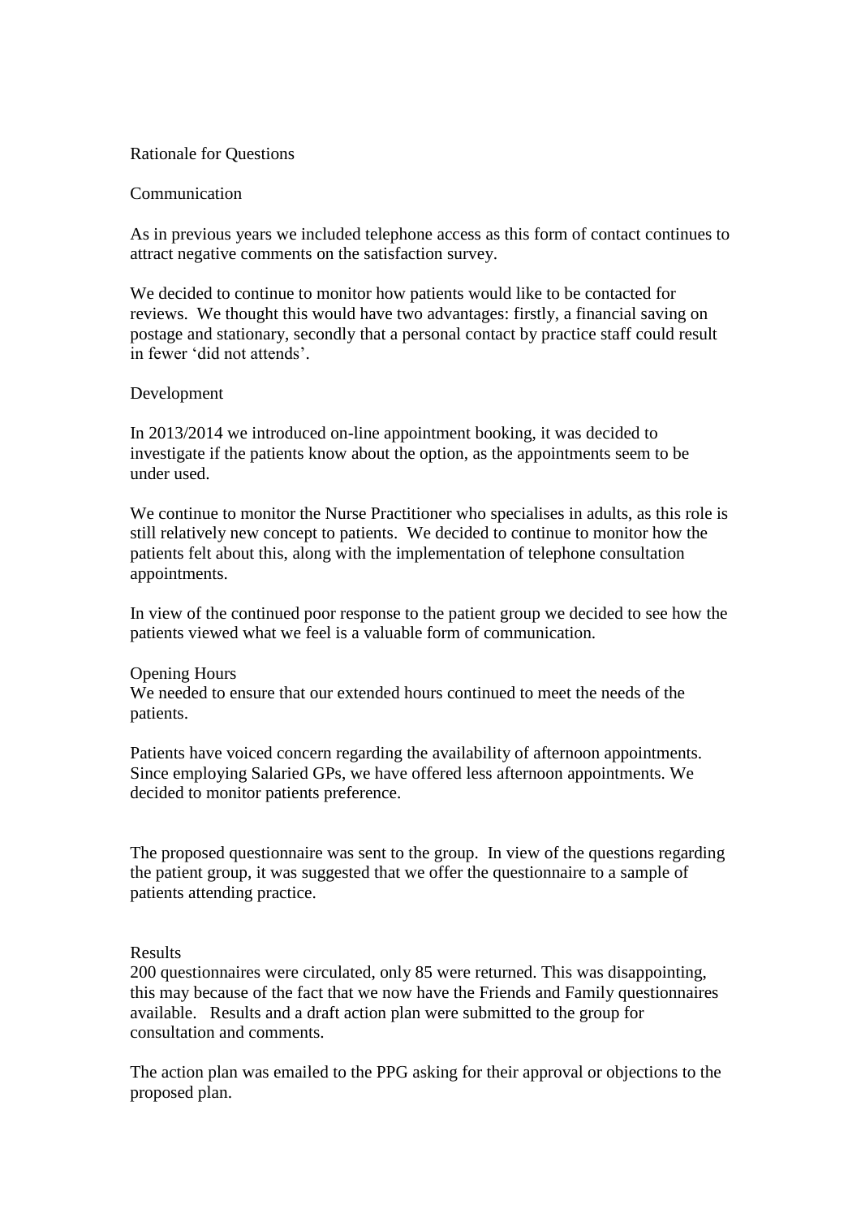## Rationale for Questions

### Communication

As in previous years we included telephone access as this form of contact continues to attract negative comments on the satisfaction survey.

We decided to continue to monitor how patients would like to be contacted for reviews. We thought this would have two advantages: firstly, a financial saving on postage and stationary, secondly that a personal contact by practice staff could result in fewer 'did not attends'.

### Development

In 2013/2014 we introduced on-line appointment booking, it was decided to investigate if the patients know about the option, as the appointments seem to be under used.

We continue to monitor the Nurse Practitioner who specialises in adults, as this role is still relatively new concept to patients. We decided to continue to monitor how the patients felt about this, along with the implementation of telephone consultation appointments.

In view of the continued poor response to the patient group we decided to see how the patients viewed what we feel is a valuable form of communication.

### Opening Hours

We needed to ensure that our extended hours continued to meet the needs of the patients.

Patients have voiced concern regarding the availability of afternoon appointments. Since employing Salaried GPs, we have offered less afternoon appointments. We decided to monitor patients preference.

The proposed questionnaire was sent to the group. In view of the questions regarding the patient group, it was suggested that we offer the questionnaire to a sample of patients attending practice.

### Results

200 questionnaires were circulated, only 85 were returned. This was disappointing, this may because of the fact that we now have the Friends and Family questionnaires available. Results and a draft action plan were submitted to the group for consultation and comments.

The action plan was emailed to the PPG asking for their approval or objections to the proposed plan.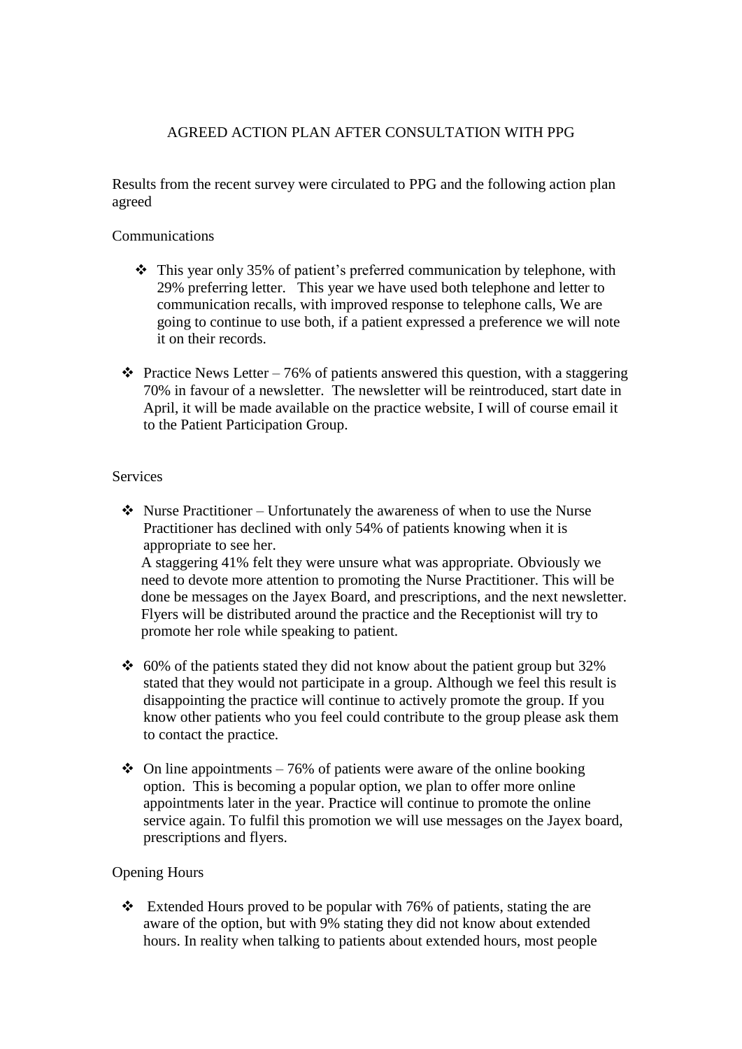AGREED ACTION PLAN AFTER CONSULTATION WITH PPG

Results from the recent survey were circulated to PPG and the following action plan agreed

Communications

- This year only 35% of patient's preferred communication by telephone, with 29% preferring letter. This year we have used both telephone and letter to communication recalls, with improved response to telephone calls, We are going to continue to use both, if a patient expressed a preference we will note it on their records.

- Practice News Letter – 76% of patients answered this question, with a staggering 70% in favour of a newsletter. The newsletter will be reintroduced, start date in April, it will be made available on the practice website, I will of course email it to the Patient Participation Group.

Services

- Nurse Practitioner – Unfortunately the awareness of when to use the Nurse Practitioner has declined with only 54% of patients knowing when it is appropriate to see her.
  A staggering 41% felt they were unsure what was appropriate. Obviously we need to devote more attention to promoting the Nurse Practitioner. This will be done be messages on the Jayex Board, and prescriptions, and the next newsletter. Flyers will be distributed around the practice and the Receptionist will try to promote her role while speaking to patient.

- 60% of the patients stated they did not know about the patient group but 32% stated that they would not participate in a group. Although we feel this result is disappointing the practice will continue to actively promote the group. If you know other patients who you feel could contribute to the group please ask them to contact the practice.

- On line appointments – 76% of patients were aware of the online booking option. This is becoming a popular option, we plan to offer more online appointments later in the year. Practice will continue to promote the online service again. To fulfil this promotion we will use messages on the Jayex board, prescriptions and flyers.

Opening Hours

- Extended Hours proved to be popular with 76% of patients, stating the are aware of the option, but with 9% stating they did not know about extended hours. In reality when talking to patients about extended hours, most people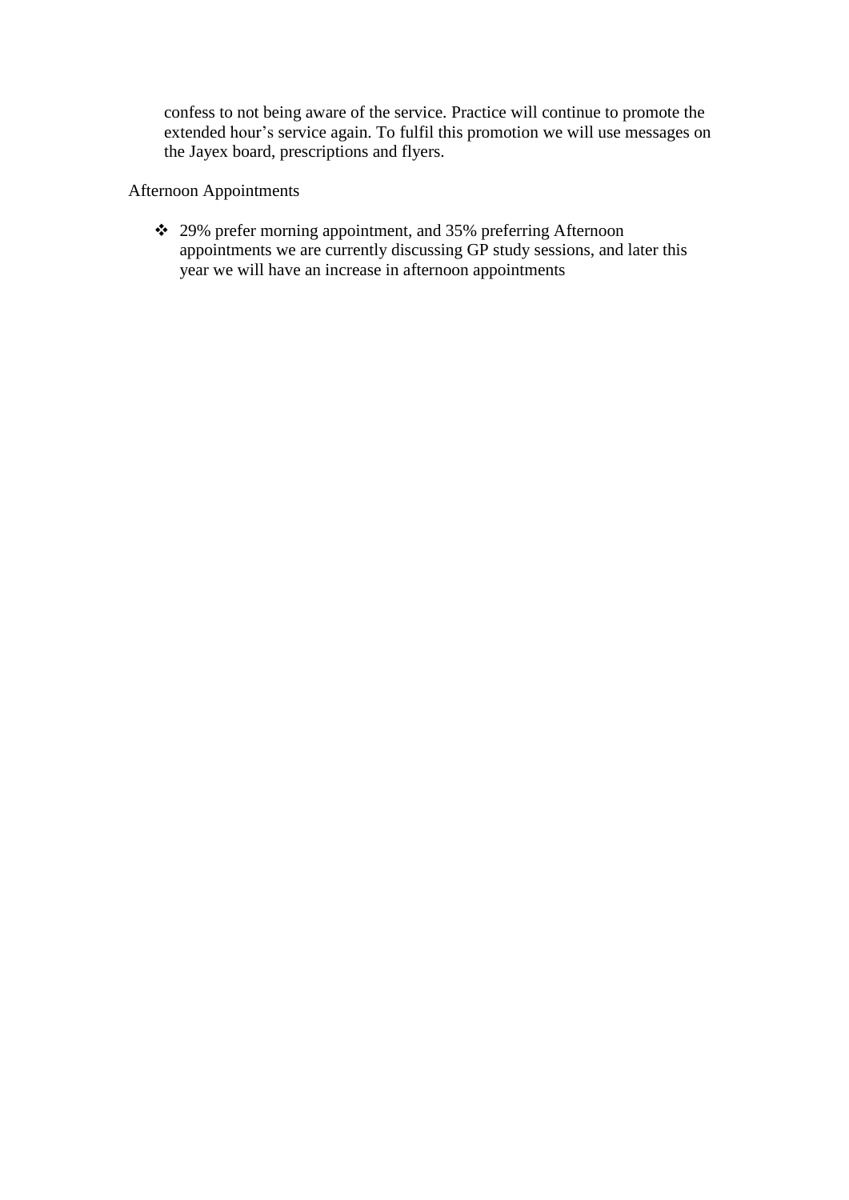confess to not being aware of the service. Practice will continue to promote the extended hour's service again. To fulfil this promotion we will use messages on the Jayex board, prescriptions and flyers.

Afternoon Appointments

- 29% prefer morning appointment, and 35% preferring Afternoon appointments we are currently discussing GP study sessions, and later this year we will have an increase in afternoon appointments